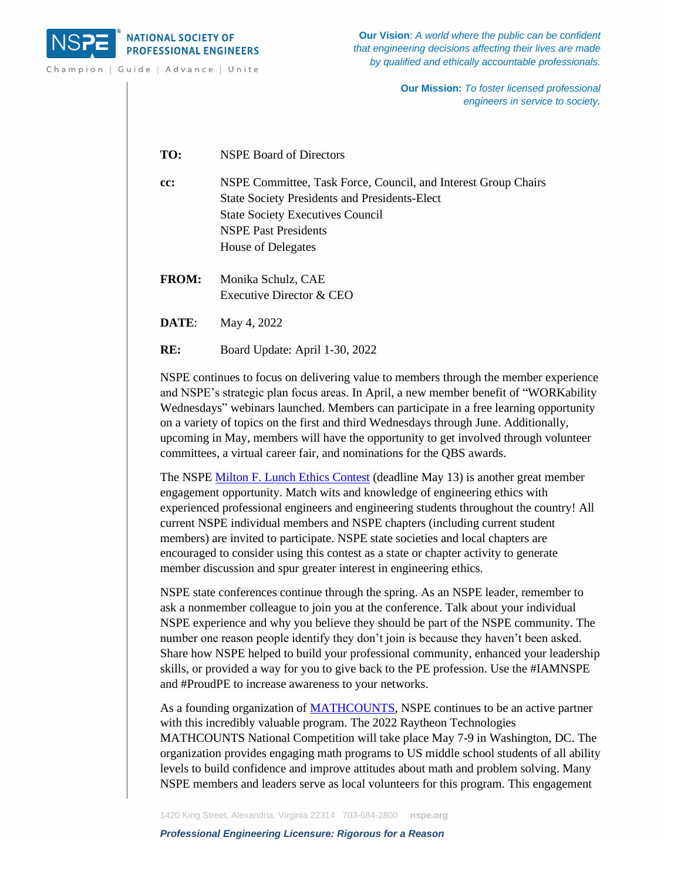NATIONAL SOCIETY OF PROFESSIONAL ENGINEERS

Champion | Guide | Advance | Unite

**Our Vision**: *A world where the public can be confident that engineering decisions affecting their lives are made by qualified and ethically accountable professionals.*

**Our Mission:** *To foster licensed professional engineers in service to society.*

**TO:** NSPE Board of Directors

**cc:** NSPE Committee, Task Force, Council, and Interest Group Chairs
State Society Presidents and Presidents-Elect
State Society Executives Council
NSPE Past Presidents
House of Delegates

**FROM:** Monika Schulz, CAE
Executive Director & CEO

**DATE**: May 4, 2022

**RE:** Board Update: April 1-30, 2022

NSPE continues to focus on delivering value to members through the member experience and NSPE's strategic plan focus areas. In April, a new member benefit of "WORKability Wednesdays" webinars launched. Members can participate in a free learning opportunity on a variety of topics on the first and third Wednesdays through June. Additionally, upcoming in May, members will have the opportunity to get involved through volunteer committees, a virtual career fair, and nominations for the QBS awards.

The NSPE Milton F. Lunch Ethics Contest (deadline May 13) is another great member engagement opportunity. Match wits and knowledge of engineering ethics with experienced professional engineers and engineering students throughout the country! All current NSPE individual members and NSPE chapters (including current student members) are invited to participate. NSPE state societies and local chapters are encouraged to consider using this contest as a state or chapter activity to generate member discussion and spur greater interest in engineering ethics.

NSPE state conferences continue through the spring. As an NSPE leader, remember to ask a nonmember colleague to join you at the conference. Talk about your individual NSPE experience and why you believe they should be part of the NSPE community. The number one reason people identify they don't join is because they haven't been asked. Share how NSPE helped to build your professional community, enhanced your leadership skills, or provided a way for you to give back to the PE profession. Use the #IAMNSPE and #ProudPE to increase awareness to your networks.

As a founding organization of MATHCOUNTS, NSPE continues to be an active partner with this incredibly valuable program. The 2022 Raytheon Technologies MATHCOUNTS National Competition will take place May 7-9 in Washington, DC. The organization provides engaging math programs to US middle school students of all ability levels to build confidence and improve attitudes about math and problem solving. Many NSPE members and leaders serve as local volunteers for this program. This engagement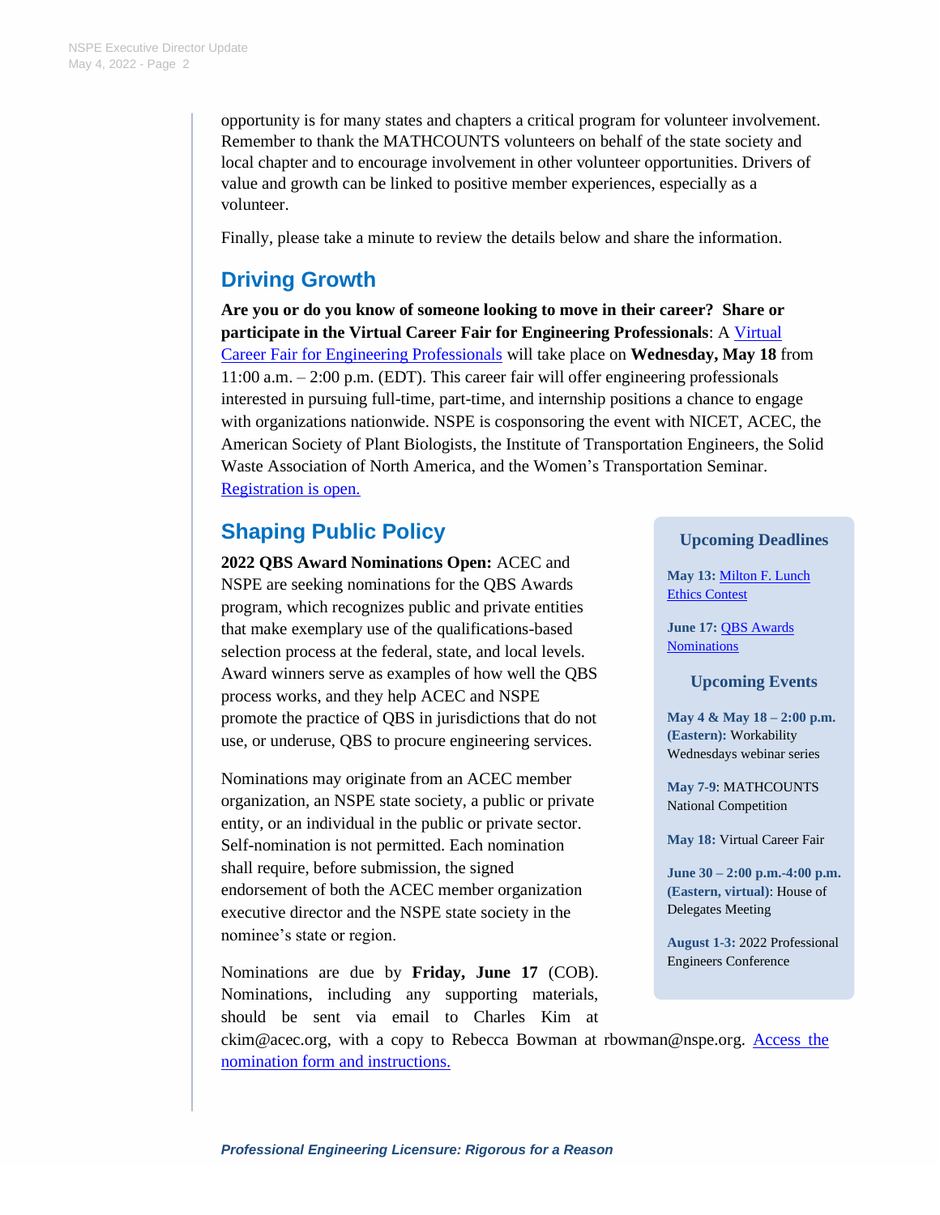opportunity is for many states and chapters a critical program for volunteer involvement. Remember to thank the MATHCOUNTS volunteers on behalf of the state society and local chapter and to encourage involvement in other volunteer opportunities. Drivers of value and growth can be linked to positive member experiences, especially as a volunteer.

Finally, please take a minute to review the details below and share the information.

## Driving Growth

**Are you or do you know of someone looking to move in their career? Share or participate in the Virtual Career Fair for Engineering Professionals**: A Virtual Career Fair for Engineering Professionals will take place on **Wednesday, May 18** from 11:00 a.m. – 2:00 p.m. (EDT). This career fair will offer engineering professionals interested in pursuing full-time, part-time, and internship positions a chance to engage with organizations nationwide. NSPE is cosponsoring the event with NICET, ACEC, the American Society of Plant Biologists, the Institute of Transportation Engineers, the Solid Waste Association of North America, and the Women's Transportation Seminar. Registration is open.

## Shaping Public Policy

**2022 QBS Award Nominations Open:** ACEC and NSPE are seeking nominations for the QBS Awards program, which recognizes public and private entities that make exemplary use of the qualifications-based selection process at the federal, state, and local levels. Award winners serve as examples of how well the QBS process works, and they help ACEC and NSPE promote the practice of QBS in jurisdictions that do not use, or underuse, QBS to procure engineering services.

Nominations may originate from an ACEC member organization, an NSPE state society, a public or private entity, or an individual in the public or private sector. Self-nomination is not permitted. Each nomination shall require, before submission, the signed endorsement of both the ACEC member organization executive director and the NSPE state society in the nominee's state or region.

Nominations are due by **Friday, June 17** (COB). Nominations, including any supporting materials, should be sent via email to Charles Kim at ckim@acec.org, with a copy to Rebecca Bowman at rbowman@nspe.org. Access the nomination form and instructions.

### Upcoming Deadlines

**May 13:** Milton F. Lunch Ethics Contest

**June 17:** QBS Awards Nominations

### Upcoming Events

**May 4 & May 18 – 2:00 p.m. (Eastern):** Workability Wednesdays webinar series

**May 7-9**: MATHCOUNTS National Competition

**May 18:** Virtual Career Fair

**June 30 – 2:00 p.m.-4:00 p.m. (Eastern, virtual)**: House of Delegates Meeting

**August 1-3:** 2022 Professional Engineers Conference

*Professional Engineering Licensure: Rigorous for a Reason*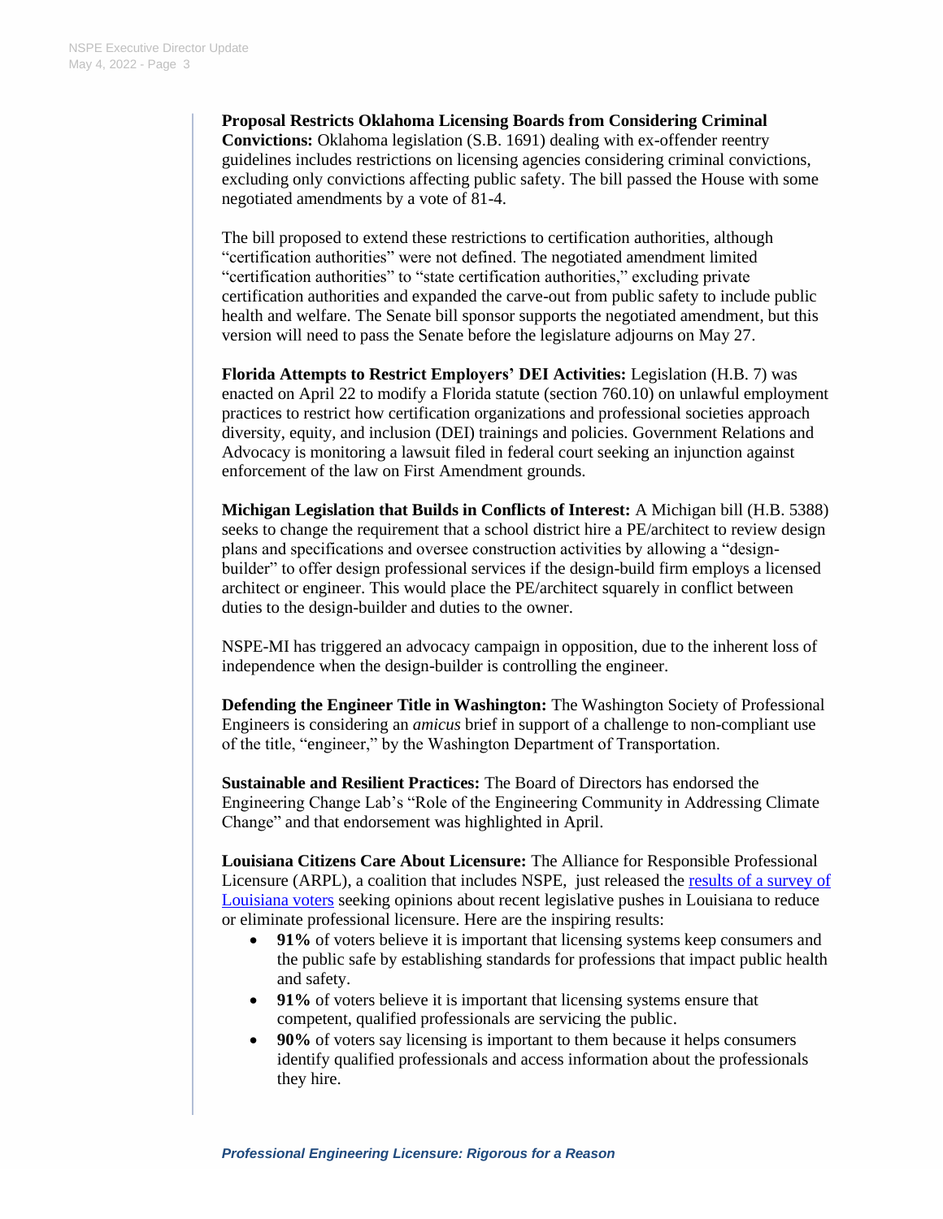**Proposal Restricts Oklahoma Licensing Boards from Considering Criminal Convictions:** Oklahoma legislation (S.B. 1691) dealing with ex-offender reentry guidelines includes restrictions on licensing agencies considering criminal convictions, excluding only convictions affecting public safety. The bill passed the House with some negotiated amendments by a vote of 81-4.

The bill proposed to extend these restrictions to certification authorities, although "certification authorities" were not defined. The negotiated amendment limited "certification authorities" to "state certification authorities," excluding private certification authorities and expanded the carve-out from public safety to include public health and welfare. The Senate bill sponsor supports the negotiated amendment, but this version will need to pass the Senate before the legislature adjourns on May 27.

**Florida Attempts to Restrict Employers' DEI Activities:** Legislation (H.B. 7) was enacted on April 22 to modify a Florida statute (section 760.10) on unlawful employment practices to restrict how certification organizations and professional societies approach diversity, equity, and inclusion (DEI) trainings and policies. Government Relations and Advocacy is monitoring a lawsuit filed in federal court seeking an injunction against enforcement of the law on First Amendment grounds.

**Michigan Legislation that Builds in Conflicts of Interest:** A Michigan bill (H.B. 5388) seeks to change the requirement that a school district hire a PE/architect to review design plans and specifications and oversee construction activities by allowing a "design-builder" to offer design professional services if the design-build firm employs a licensed architect or engineer. This would place the PE/architect squarely in conflict between duties to the design-builder and duties to the owner.

NSPE-MI has triggered an advocacy campaign in opposition, due to the inherent loss of independence when the design-builder is controlling the engineer.

**Defending the Engineer Title in Washington:** The Washington Society of Professional Engineers is considering an *amicus* brief in support of a challenge to non-compliant use of the title, "engineer," by the Washington Department of Transportation.

**Sustainable and Resilient Practices:** The Board of Directors has endorsed the Engineering Change Lab's "Role of the Engineering Community in Addressing Climate Change" and that endorsement was highlighted in April.

**Louisiana Citizens Care About Licensure:** The Alliance for Responsible Professional Licensure (ARPL), a coalition that includes NSPE, just released the results of a survey of Louisiana voters seeking opinions about recent legislative pushes in Louisiana to reduce or eliminate professional licensure. Here are the inspiring results:

- **91%** of voters believe it is important that licensing systems keep consumers and the public safe by establishing standards for professions that impact public health and safety.
- **91%** of voters believe it is important that licensing systems ensure that competent, qualified professionals are servicing the public.
- **90%** of voters say licensing is important to them because it helps consumers identify qualified professionals and access information about the professionals they hire.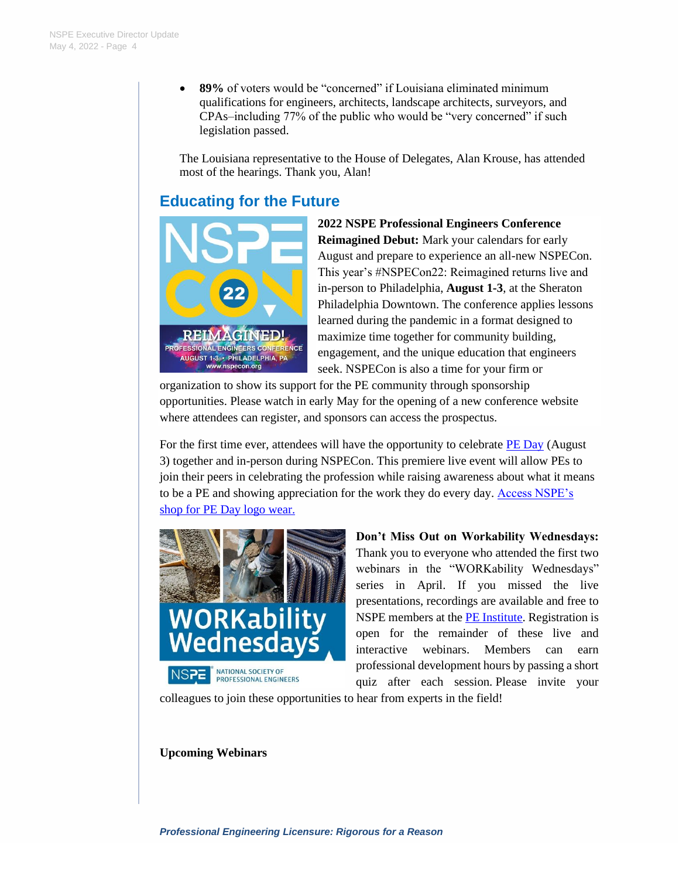- **89%** of voters would be "concerned" if Louisiana eliminated minimum qualifications for engineers, architects, landscape architects, surveyors, and CPAs–including 77% of the public who would be "very concerned" if such legislation passed.

The Louisiana representative to the House of Delegates, Alan Krouse, has attended most of the hearings. Thank you, Alan!

## Educating for the Future

**2022 NSPE Professional Engineers Conference Reimagined Debut:** Mark your calendars for early August and prepare to experience an all-new NSPECon. This year's #NSPECon22: Reimagined returns live and in-person to Philadelphia, **August 1-3**, at the Sheraton Philadelphia Downtown. The conference applies lessons learned during the pandemic in a format designed to maximize time together for community building, engagement, and the unique education that engineers seek. NSPECon is also a time for your firm or organization to show its support for the PE community through sponsorship opportunities. Please watch in early May for the opening of a new conference website where attendees can register, and sponsors can access the prospectus.

For the first time ever, attendees will have the opportunity to celebrate PE Day (August 3) together and in-person during NSPECon. This premiere live event will allow PEs to join their peers in celebrating the profession while raising awareness about what it means to be a PE and showing appreciation for the work they do every day. Access NSPE's shop for PE Day logo wear.

**Don't Miss Out on Workability Wednesdays:** Thank you to everyone who attended the first two webinars in the "WORKability Wednesdays" series in April. If you missed the live presentations, recordings are available and free to NSPE members at the PE Institute. Registration is open for the remainder of these live and interactive webinars. Members can earn professional development hours by passing a short quiz after each session. Please invite your colleagues to join these opportunities to hear from experts in the field!

**Upcoming Webinars**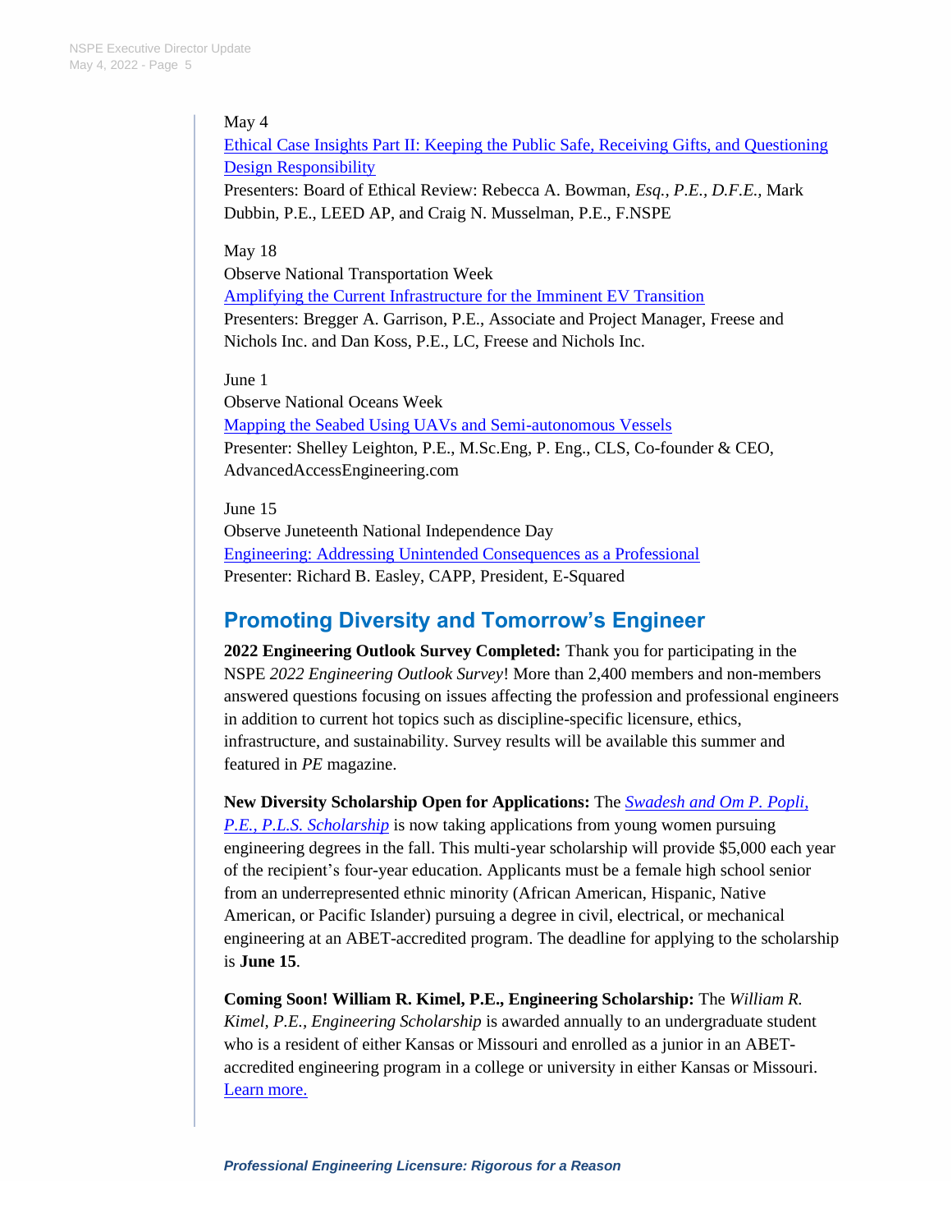May 4
Ethical Case Insights Part II: Keeping the Public Safe, Receiving Gifts, and Questioning Design Responsibility
Presenters: Board of Ethical Review: Rebecca A. Bowman, *Esq., P.E., D.F.E.,* Mark Dubbin, P.E., LEED AP, and Craig N. Musselman, P.E., F.NSPE

May 18
Observe National Transportation Week
Amplifying the Current Infrastructure for the Imminent EV Transition
Presenters: Bregger A. Garrison, P.E., Associate and Project Manager, Freese and Nichols Inc. and Dan Koss, P.E., LC, Freese and Nichols Inc.

June 1
Observe National Oceans Week
Mapping the Seabed Using UAVs and Semi-autonomous Vessels
Presenter: Shelley Leighton, P.E., M.Sc.Eng, P. Eng., CLS, Co-founder & CEO, AdvancedAccessEngineering.com

June 15
Observe Juneteenth National Independence Day
Engineering: Addressing Unintended Consequences as a Professional
Presenter: Richard B. Easley, CAPP, President, E-Squared

## Promoting Diversity and Tomorrow's Engineer

**2022 Engineering Outlook Survey Completed:** Thank you for participating in the NSPE *2022 Engineering Outlook Survey*! More than 2,400 members and non-members answered questions focusing on issues affecting the profession and professional engineers in addition to current hot topics such as discipline-specific licensure, ethics, infrastructure, and sustainability. Survey results will be available this summer and featured in *PE* magazine.

**New Diversity Scholarship Open for Applications:** The *Swadesh and Om P. Popli, P.E., P.L.S. Scholarship* is now taking applications from young women pursuing engineering degrees in the fall. This multi-year scholarship will provide $5,000 each year of the recipient's four-year education. Applicants must be a female high school senior from an underrepresented ethnic minority (African American, Hispanic, Native American, or Pacific Islander) pursuing a degree in civil, electrical, or mechanical engineering at an ABET-accredited program. The deadline for applying to the scholarship is **June 15**.

**Coming Soon! William R. Kimel, P.E., Engineering Scholarship:** The *William R. Kimel, P.E., Engineering Scholarship* is awarded annually to an undergraduate student who is a resident of either Kansas or Missouri and enrolled as a junior in an ABET-accredited engineering program in a college or university in either Kansas or Missouri. Learn more.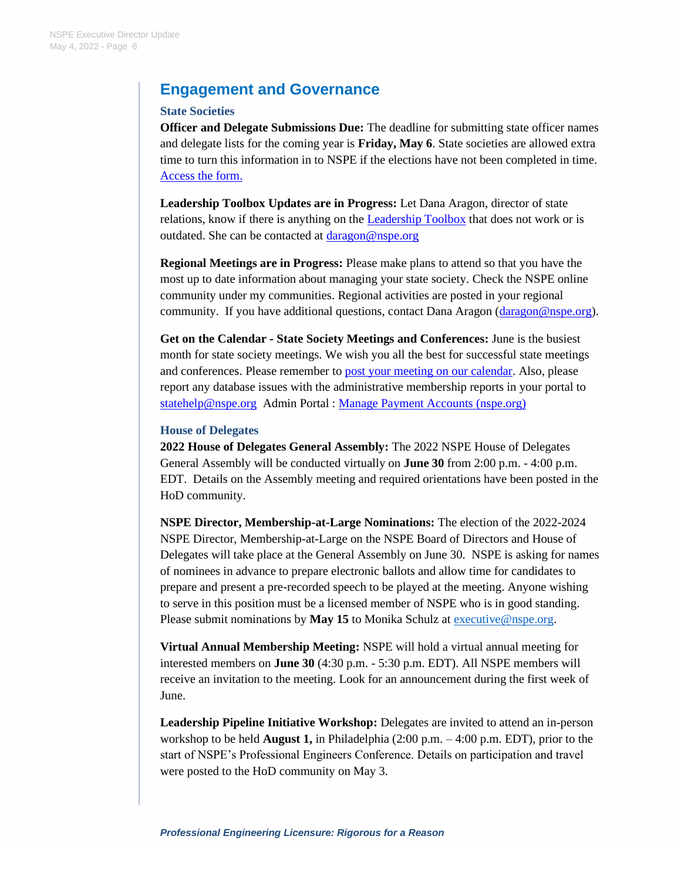## Engagement and Governance

### State Societies

**Officer and Delegate Submissions Due:** The deadline for submitting state officer names and delegate lists for the coming year is **Friday, May 6**. State societies are allowed extra time to turn this information in to NSPE if the elections have not been completed in time. [Access the form.]

**Leadership Toolbox Updates are in Progress:** Let Dana Aragon, director of state relations, know if there is anything on the [Leadership Toolbox] that does not work or is outdated. She can be contacted at daragon@nspe.org

**Regional Meetings are in Progress:** Please make plans to attend so that you have the most up to date information about managing your state society. Check the NSPE online community under my communities. Regional activities are posted in your regional community. If you have additional questions, contact Dana Aragon (daragon@nspe.org).

**Get on the Calendar - State Society Meetings and Conferences:** June is the busiest month for state society meetings. We wish you all the best for successful state meetings and conferences. Please remember to [post your meeting on our calendar]. Also, please report any database issues with the administrative membership reports in your portal to statehelp@nspe.org Admin Portal : [Manage Payment Accounts (nspe.org)]

### House of Delegates

**2022 House of Delegates General Assembly:** The 2022 NSPE House of Delegates General Assembly will be conducted virtually on **June 30** from 2:00 p.m. - 4:00 p.m. EDT. Details on the Assembly meeting and required orientations have been posted in the HoD community.

**NSPE Director, Membership-at-Large Nominations:** The election of the 2022-2024 NSPE Director, Membership-at-Large on the NSPE Board of Directors and House of Delegates will take place at the General Assembly on June 30. NSPE is asking for names of nominees in advance to prepare electronic ballots and allow time for candidates to prepare and present a pre-recorded speech to be played at the meeting. Anyone wishing to serve in this position must be a licensed member of NSPE who is in good standing. Please submit nominations by **May 15** to Monika Schulz at executive@nspe.org.

**Virtual Annual Membership Meeting:** NSPE will hold a virtual annual meeting for interested members on **June 30** (4:30 p.m. - 5:30 p.m. EDT). All NSPE members will receive an invitation to the meeting. Look for an announcement during the first week of June.

**Leadership Pipeline Initiative Workshop:** Delegates are invited to attend an in-person workshop to be held **August 1,** in Philadelphia (2:00 p.m. – 4:00 p.m. EDT), prior to the start of NSPE's Professional Engineers Conference. Details on participation and travel were posted to the HoD community on May 3.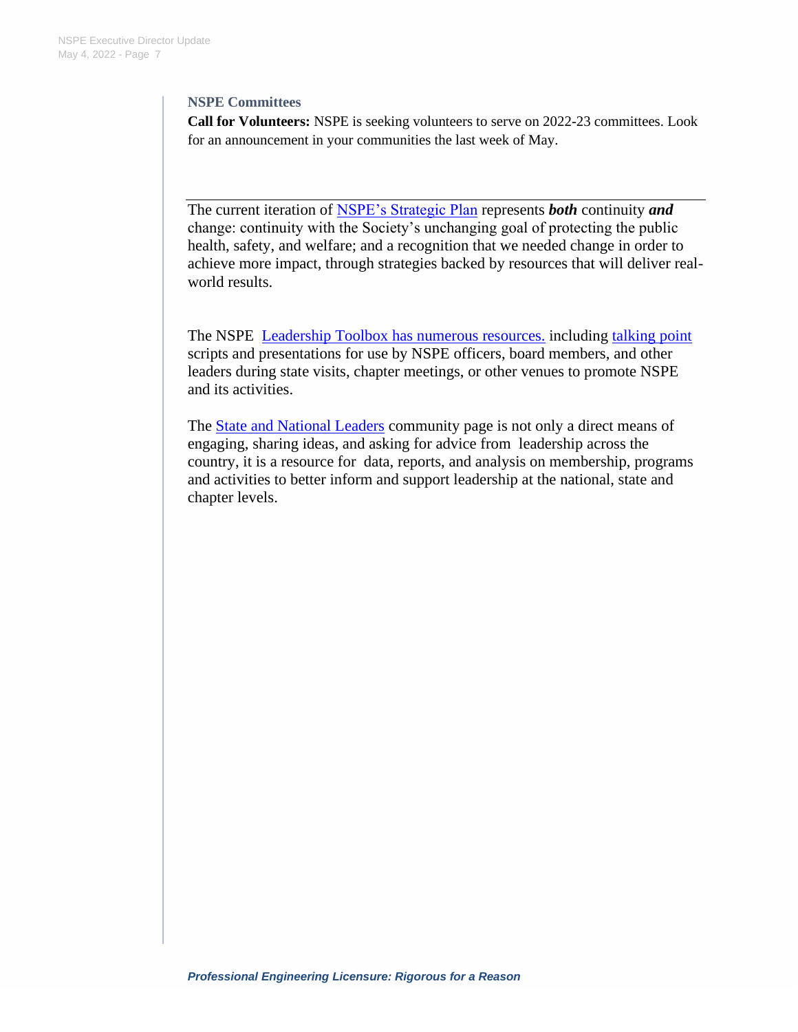### NSPE Committees

**Call for Volunteers:** NSPE is seeking volunteers to serve on 2022-23 committees. Look for an announcement in your communities the last week of May.

---

The current iteration of NSPE's Strategic Plan represents ***both*** continuity ***and*** change: continuity with the Society's unchanging goal of protecting the public health, safety, and welfare; and a recognition that we needed change in order to achieve more impact, through strategies backed by resources that will deliver real-world results.

The NSPE Leadership Toolbox has numerous resources. including talking point scripts and presentations for use by NSPE officers, board members, and other leaders during state visits, chapter meetings, or other venues to promote NSPE and its activities.

The State and National Leaders community page is not only a direct means of engaging, sharing ideas, and asking for advice from leadership across the country, it is a resource for data, reports, and analysis on membership, programs and activities to better inform and support leadership at the national, state and chapter levels.